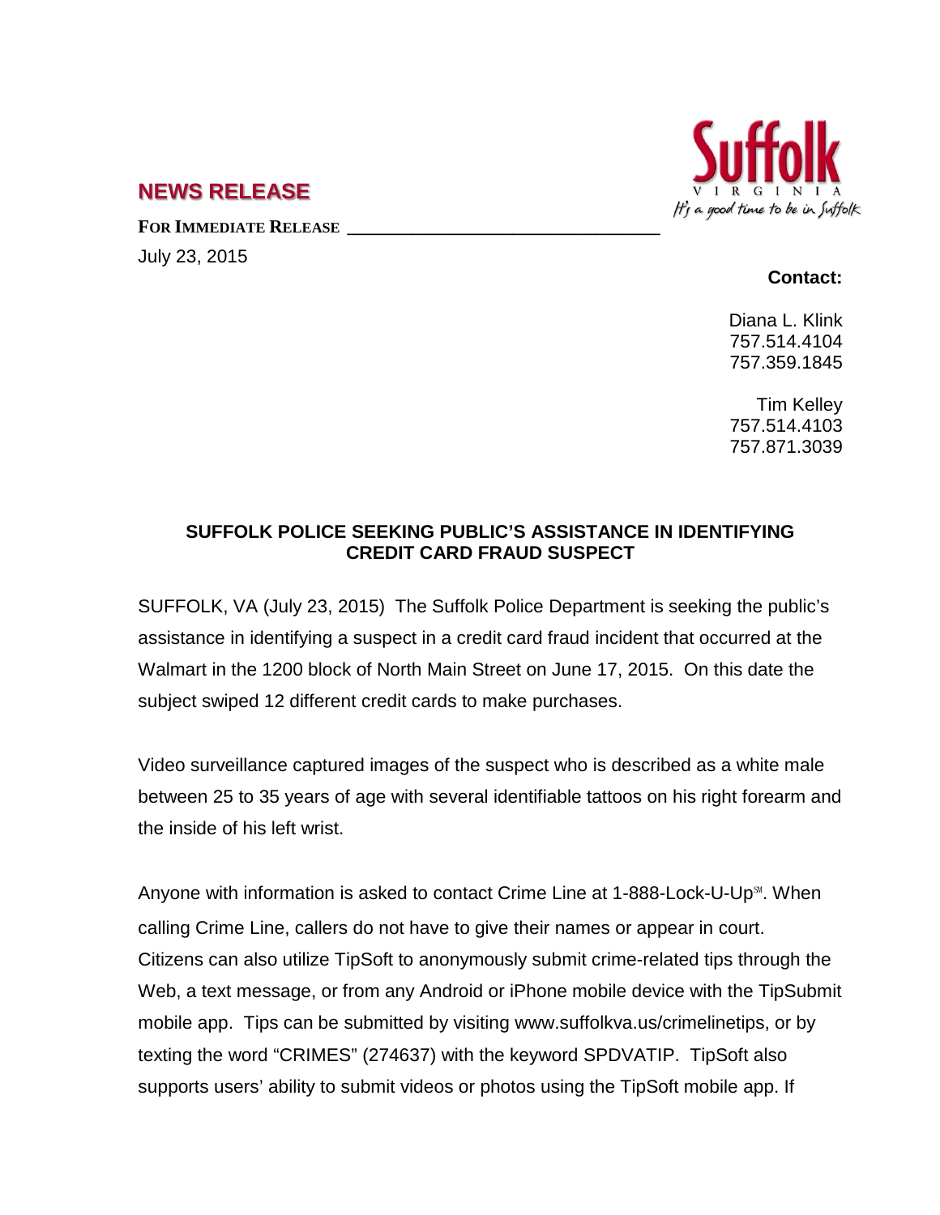# NEWS RELEASE

**FOR IMMEDIATE RELEASE**

July 23, 2015

**Contact:**

Diana L. Klink
757.514.4104
757.359.1845

Tim Kelley
757.514.4103
757.871.3039

## SUFFOLK POLICE SEEKING PUBLIC'S ASSISTANCE IN IDENTIFYING CREDIT CARD FRAUD SUSPECT

SUFFOLK, VA (July 23, 2015) The Suffolk Police Department is seeking the public's assistance in identifying a suspect in a credit card fraud incident that occurred at the Walmart in the 1200 block of North Main Street on June 17, 2015. On this date the subject swiped 12 different credit cards to make purchases.

Video surveillance captured images of the suspect who is described as a white male between 25 to 35 years of age with several identifiable tattoos on his right forearm and the inside of his left wrist.

Anyone with information is asked to contact Crime Line at 1-888-Lock-U-Up℠. When calling Crime Line, callers do not have to give their names or appear in court. Citizens can also utilize TipSoft to anonymously submit crime-related tips through the Web, a text message, or from any Android or iPhone mobile device with the TipSubmit mobile app. Tips can be submitted by visiting www.suffolkva.us/crimelinetips, or by texting the word "CRIMES" (274637) with the keyword SPDVATIP. TipSoft also supports users' ability to submit videos or photos using the TipSoft mobile app. If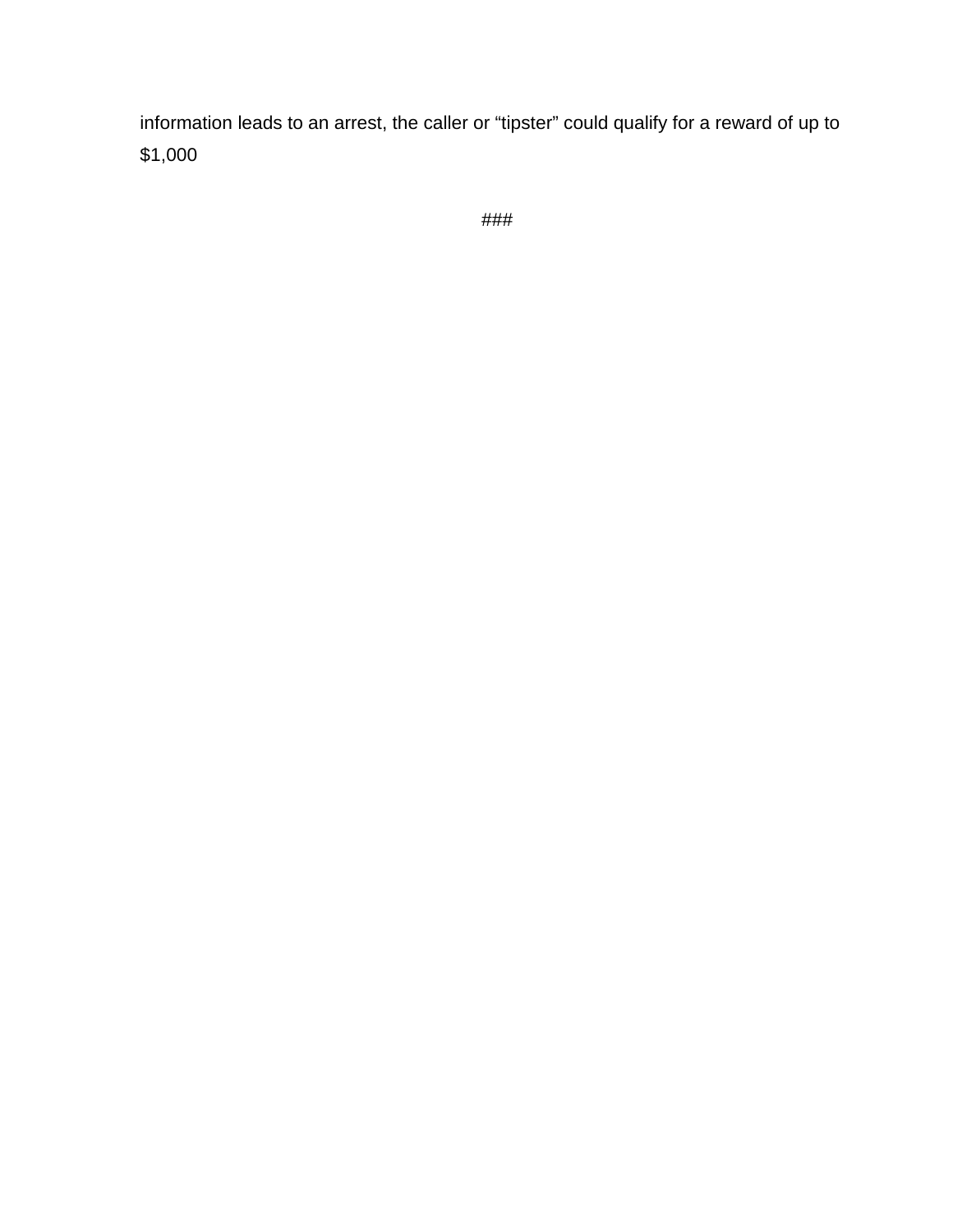information leads to an arrest, the caller or “tipster” could qualify for a reward of up to $1,000

###